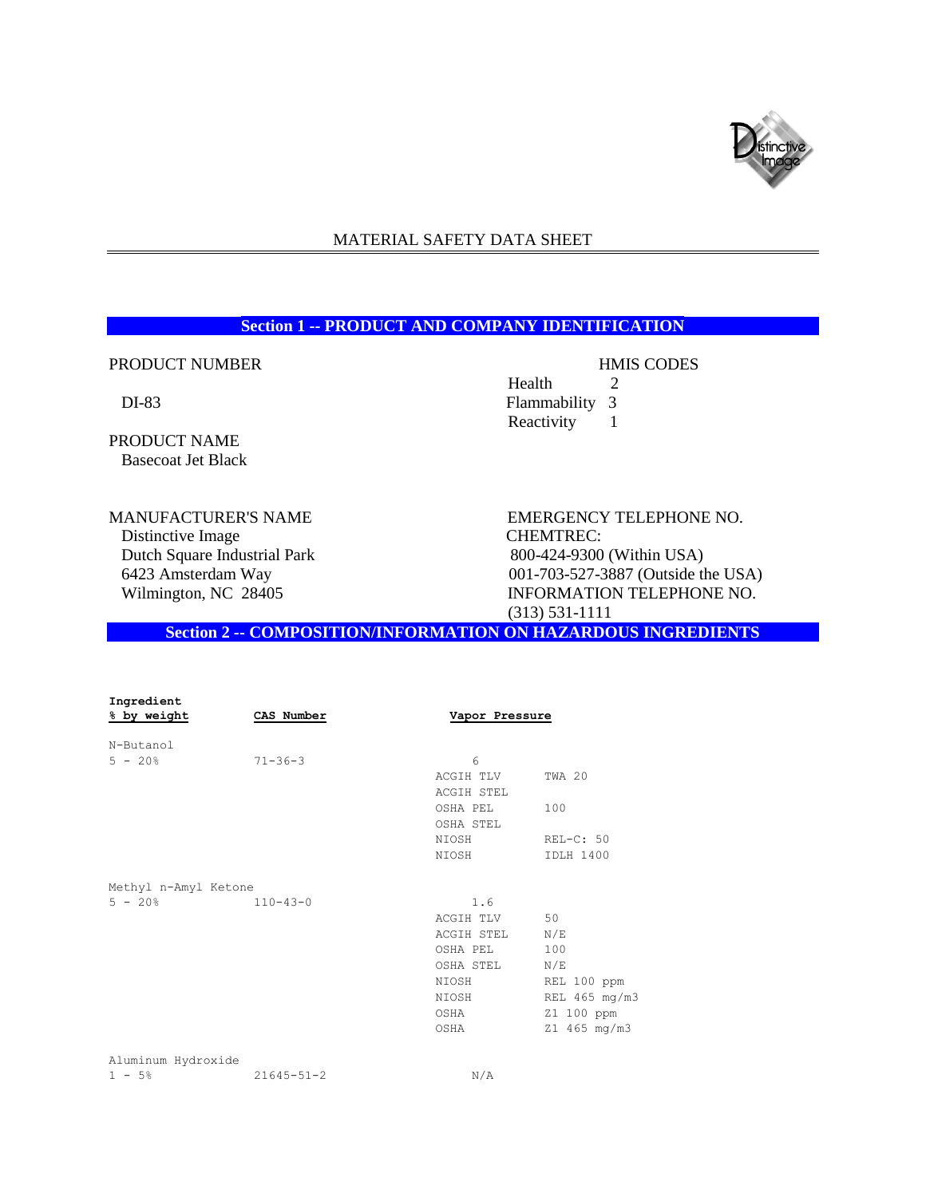# MATERIAL SAFETY DATA SHEET

## Section 1 -- PRODUCT AND COMPANY IDENTIFICATION

PRODUCT NUMBER

DI-83

PRODUCT NAME

Basecoat Jet Black

HMIS CODES

| | |
|---|---|
| Health | 2 |
| Flammability | 3 |
| Reactivity | 1 |

MANUFACTURER'S NAME

Distinctive Image
Dutch Square Industrial Park
6423 Amsterdam Way
Wilmington, NC 28405

EMERGENCY TELEPHONE NO.

CHEMTREC:
800-424-9300 (Within USA)
001-703-527-3887 (Outside the USA)

INFORMATION TELEPHONE NO.

(313) 531-1111

## Section 2 -- COMPOSITION/INFORMATION ON HAZARDOUS INGREDIENTS

| Ingredient % by weight | CAS Number | Vapor Pressure | |
|---|---|---|---|
| N-Butanol | | | |
| 5 - 20% | 71-36-3 | 6 | |
| | | ACGIH TLV | TWA 20 |
| | | ACGIH STEL | |
| | | OSHA PEL | 100 |
| | | OSHA STEL | |
| | | NIOSH | REL-C: 50 |
| | | NIOSH | IDLH 1400 |
| Methyl n-Amyl Ketone | | | |
| 5 - 20% | 110-43-0 | 1.6 | |
| | | ACGIH TLV | 50 |
| | | ACGIH STEL | N/E |
| | | OSHA PEL | 100 |
| | | OSHA STEL | N/E |
| | | NIOSH | REL 100 ppm |
| | | NIOSH | REL 465 mg/m3 |
| | | OSHA | Z1 100 ppm |
| | | OSHA | Z1 465 mg/m3 |
| Aluminum Hydroxide | | | |
| 1 - 5% | 21645-51-2 | N/A | |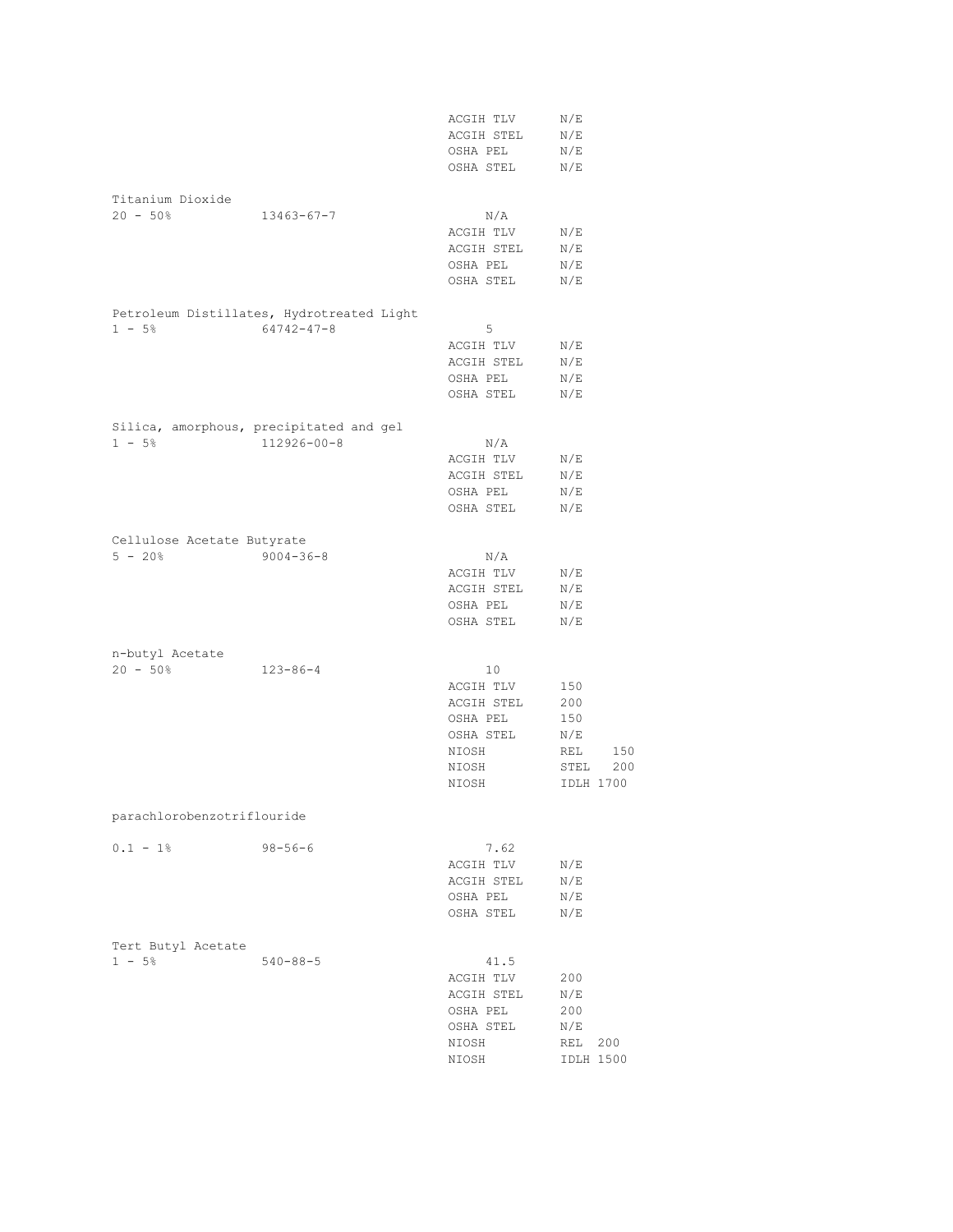| | | | |
|---|---|---|---|
| | | ACGIH TLV | N/E |
| | | ACGIH STEL | N/E |
| | | OSHA PEL | N/E |
| | | OSHA STEL | N/E |

Titanium Dioxide

| | | | |
|---|---|---|---|
| 20 - 50% | 13463-67-7 | N/A | |
| | | ACGIH TLV | N/E |
| | | ACGIH STEL | N/E |
| | | OSHA PEL | N/E |
| | | OSHA STEL | N/E |

Petroleum Distillates, Hydrotreated Light

| | | | |
|---|---|---|---|
| 1 - 5% | 64742-47-8 | 5 | |
| | | ACGIH TLV | N/E |
| | | ACGIH STEL | N/E |
| | | OSHA PEL | N/E |
| | | OSHA STEL | N/E |

Silica, amorphous, precipitated and gel

| | | | |
|---|---|---|---|
| 1 - 5% | 112926-00-8 | N/A | |
| | | ACGIH TLV | N/E |
| | | ACGIH STEL | N/E |
| | | OSHA PEL | N/E |
| | | OSHA STEL | N/E |

Cellulose Acetate Butyrate

| | | | |
|---|---|---|---|
| 5 - 20% | 9004-36-8 | N/A | |
| | | ACGIH TLV | N/E |
| | | ACGIH STEL | N/E |
| | | OSHA PEL | N/E |
| | | OSHA STEL | N/E |

n-butyl Acetate

| | | | |
|---|---|---|---|
| 20 - 50% | 123-86-4 | 10 | |
| | | ACGIH TLV | 150 |
| | | ACGIH STEL | 200 |
| | | OSHA PEL | 150 |
| | | OSHA STEL | N/E |
| | | NIOSH | REL 150 |
| | | NIOSH | STEL 200 |
| | | NIOSH | IDLH 1700 |

parachlorobenzotriflouride

| | | | |
|---|---|---|---|
| 0.1 - 1% | 98-56-6 | 7.62 | |
| | | ACGIH TLV | N/E |
| | | ACGIH STEL | N/E |
| | | OSHA PEL | N/E |
| | | OSHA STEL | N/E |

Tert Butyl Acetate

| | | | |
|---|---|---|---|
| 1 - 5% | 540-88-5 | 41.5 | |
| | | ACGIH TLV | 200 |
| | | ACGIH STEL | N/E |
| | | OSHA PEL | 200 |
| | | OSHA STEL | N/E |
| | | NIOSH | REL 200 |
| | | NIOSH | IDLH 1500 |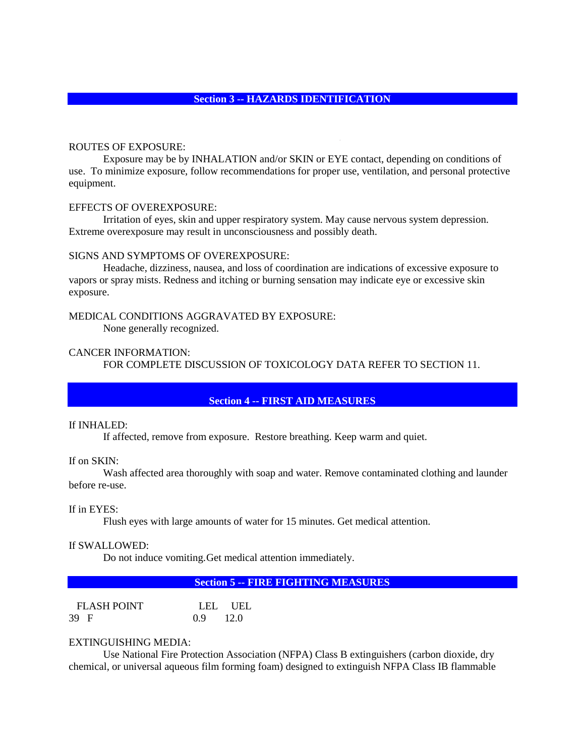## Section 3 -- HAZARDS IDENTIFICATION

ROUTES OF EXPOSURE:

Exposure may be by INHALATION and/or SKIN or EYE contact, depending on conditions of use. To minimize exposure, follow recommendations for proper use, ventilation, and personal protective equipment.

EFFECTS OF OVEREXPOSURE:

Irritation of eyes, skin and upper respiratory system. May cause nervous system depression. Extreme overexposure may result in unconsciousness and possibly death.

SIGNS AND SYMPTOMS OF OVEREXPOSURE:

Headache, dizziness, nausea, and loss of coordination are indications of excessive exposure to vapors or spray mists. Redness and itching or burning sensation may indicate eye or excessive skin exposure.

MEDICAL CONDITIONS AGGRAVATED BY EXPOSURE:

None generally recognized.

CANCER INFORMATION:

FOR COMPLETE DISCUSSION OF TOXICOLOGY DATA REFER TO SECTION 11.

## Section 4 -- FIRST AID MEASURES

If INHALED:

If affected, remove from exposure. Restore breathing. Keep warm and quiet.

If on SKIN:

Wash affected area thoroughly with soap and water. Remove contaminated clothing and launder before re-use.

If in EYES:

Flush eyes with large amounts of water for 15 minutes. Get medical attention.

If SWALLOWED:

Do not induce vomiting.Get medical attention immediately.

## Section 5 -- FIRE FIGHTING MEASURES

| FLASH POINT | LEL | UEL |
|---|---|---|
| 39 F | 0.9 | 12.0 |

EXTINGUISHING MEDIA:

Use National Fire Protection Association (NFPA) Class B extinguishers (carbon dioxide, dry chemical, or universal aqueous film forming foam) designed to extinguish NFPA Class IB flammable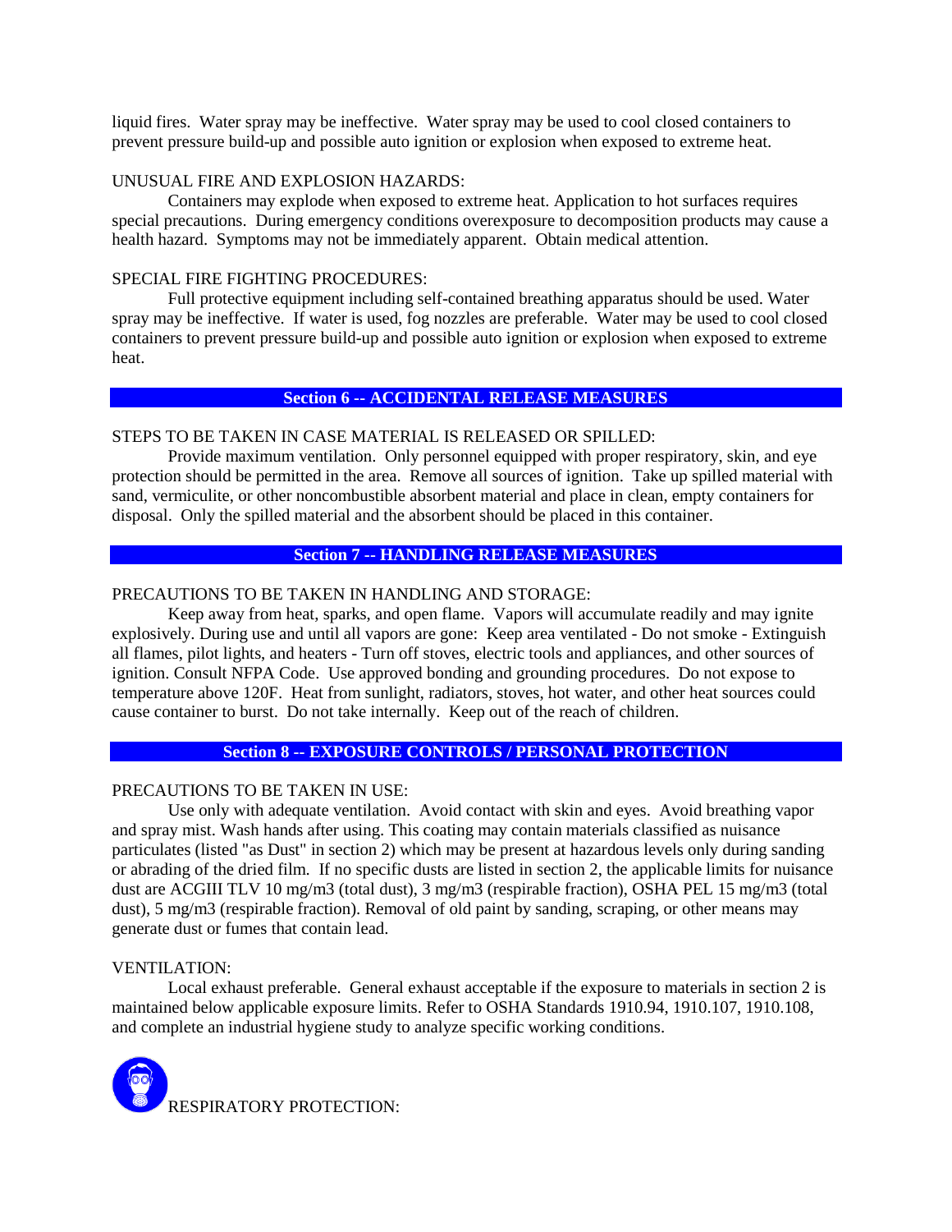liquid fires. Water spray may be ineffective. Water spray may be used to cool closed containers to prevent pressure build-up and possible auto ignition or explosion when exposed to extreme heat.

UNUSUAL FIRE AND EXPLOSION HAZARDS:

Containers may explode when exposed to extreme heat. Application to hot surfaces requires special precautions. During emergency conditions overexposure to decomposition products may cause a health hazard. Symptoms may not be immediately apparent. Obtain medical attention.

SPECIAL FIRE FIGHTING PROCEDURES:

Full protective equipment including self-contained breathing apparatus should be used. Water spray may be ineffective. If water is used, fog nozzles are preferable. Water may be used to cool closed containers to prevent pressure build-up and possible auto ignition or explosion when exposed to extreme heat.

## Section 6 -- ACCIDENTAL RELEASE MEASURES

STEPS TO BE TAKEN IN CASE MATERIAL IS RELEASED OR SPILLED:

Provide maximum ventilation. Only personnel equipped with proper respiratory, skin, and eye protection should be permitted in the area. Remove all sources of ignition. Take up spilled material with sand, vermiculite, or other noncombustible absorbent material and place in clean, empty containers for disposal. Only the spilled material and the absorbent should be placed in this container.

## Section 7 -- HANDLING RELEASE MEASURES

PRECAUTIONS TO BE TAKEN IN HANDLING AND STORAGE:

Keep away from heat, sparks, and open flame. Vapors will accumulate readily and may ignite explosively. During use and until all vapors are gone: Keep area ventilated - Do not smoke - Extinguish all flames, pilot lights, and heaters - Turn off stoves, electric tools and appliances, and other sources of ignition. Consult NFPA Code. Use approved bonding and grounding procedures. Do not expose to temperature above 120F. Heat from sunlight, radiators, stoves, hot water, and other heat sources could cause container to burst. Do not take internally. Keep out of the reach of children.

## Section 8 -- EXPOSURE CONTROLS / PERSONAL PROTECTION

PRECAUTIONS TO BE TAKEN IN USE:

Use only with adequate ventilation. Avoid contact with skin and eyes. Avoid breathing vapor and spray mist. Wash hands after using. This coating may contain materials classified as nuisance particulates (listed "as Dust" in section 2) which may be present at hazardous levels only during sanding or abrading of the dried film. If no specific dusts are listed in section 2, the applicable limits for nuisance dust are ACGIII TLV 10 mg/m3 (total dust), 3 mg/m3 (respirable fraction), OSHA PEL 15 mg/m3 (total dust), 5 mg/m3 (respirable fraction). Removal of old paint by sanding, scraping, or other means may generate dust or fumes that contain lead.

VENTILATION:

Local exhaust preferable. General exhaust acceptable if the exposure to materials in section 2 is maintained below applicable exposure limits. Refer to OSHA Standards 1910.94, 1910.107, 1910.108, and complete an industrial hygiene study to analyze specific working conditions.

RESPIRATORY PROTECTION: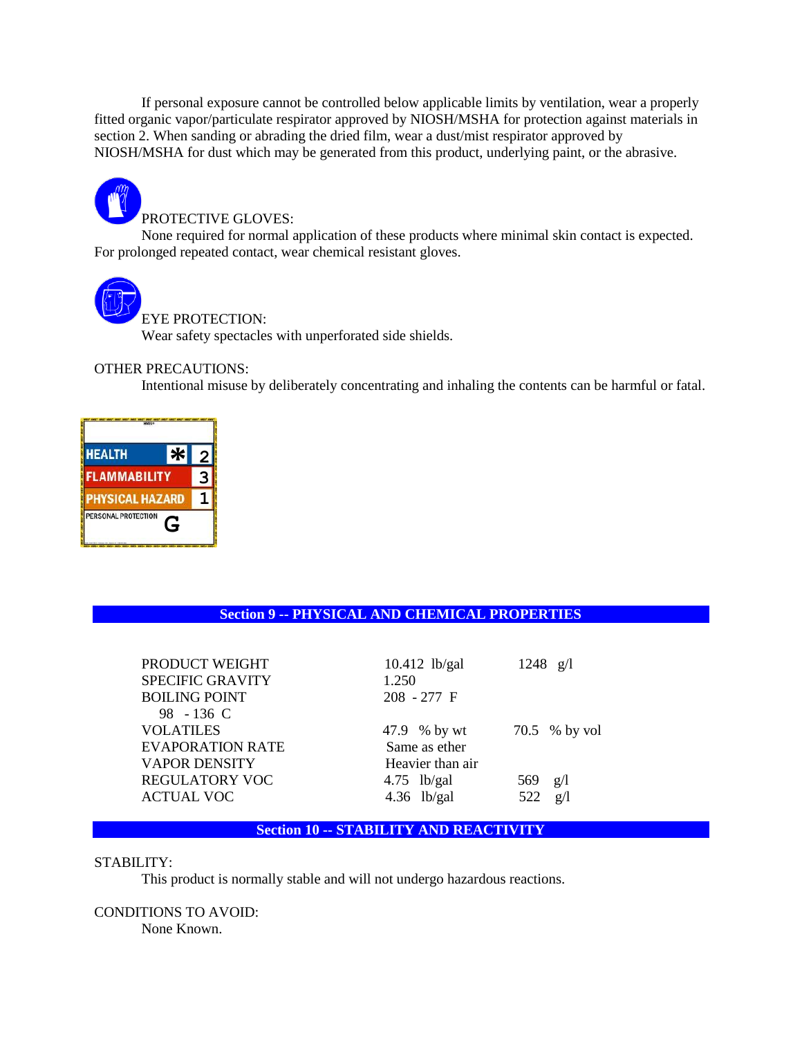If personal exposure cannot be controlled below applicable limits by ventilation, wear a properly fitted organic vapor/particulate respirator approved by NIOSH/MSHA for protection against materials in section 2. When sanding or abrading the dried film, wear a dust/mist respirator approved by NIOSH/MSHA for dust which may be generated from this product, underlying paint, or the abrasive.

PROTECTIVE GLOVES:

None required for normal application of these products where minimal skin contact is expected. For prolonged repeated contact, wear chemical resistant gloves.

EYE PROTECTION:

Wear safety spectacles with unperforated side shields.

OTHER PRECAUTIONS:

Intentional misuse by deliberately concentrating and inhaling the contents can be harmful or fatal.

| HMIS | | |
|---|---|---|
| HEALTH | * | 2 |
| FLAMMABILITY | | 3 |
| PHYSICAL HAZARD | | 1 |
| PERSONAL PROTECTION | G | |

## Section 9 -- PHYSICAL AND CHEMICAL PROPERTIES

| | | |
|---|---|---|
| PRODUCT WEIGHT | 10.412 lb/gal | 1248 g/l |
| SPECIFIC GRAVITY | 1.250 | |
| BOILING POINT | 208 - 277 F | |
| 98 - 136 C | | |
| VOLATILES | 47.9 % by wt | 70.5 % by vol |
| EVAPORATION RATE | Same as ether | |
| VAPOR DENSITY | Heavier than air | |
| REGULATORY VOC | 4.75 lb/gal | 569 g/l |
| ACTUAL VOC | 4.36 lb/gal | 522 g/l |

## Section 10 -- STABILITY AND REACTIVITY

STABILITY:

This product is normally stable and will not undergo hazardous reactions.

CONDITIONS TO AVOID:

None Known.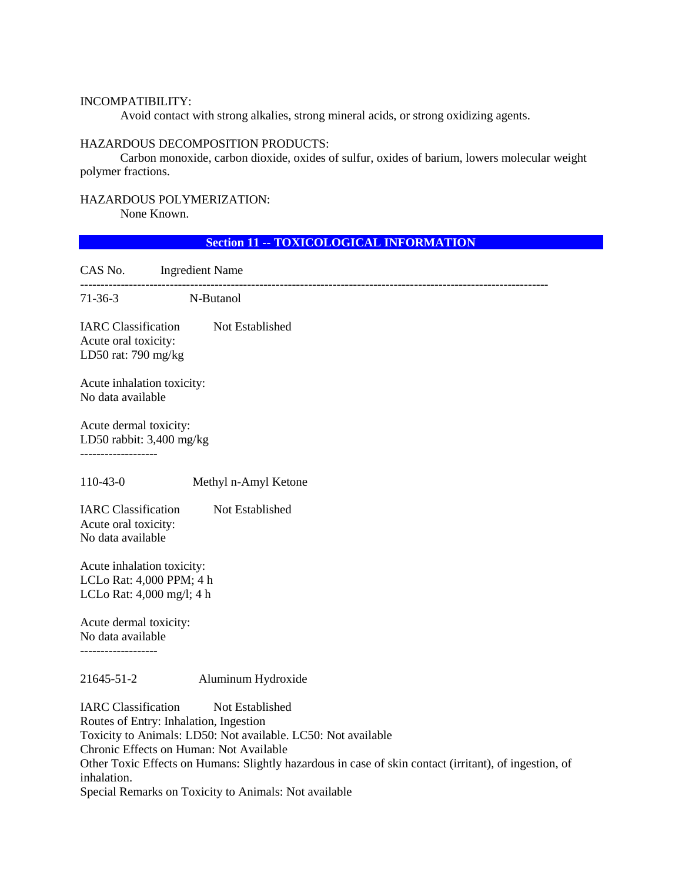INCOMPATIBILITY:

Avoid contact with strong alkalies, strong mineral acids, or strong oxidizing agents.

HAZARDOUS DECOMPOSITION PRODUCTS:

Carbon monoxide, carbon dioxide, oxides of sulfur, oxides of barium, lowers molecular weight polymer fractions.

HAZARDOUS POLYMERIZATION:

None Known.

## Section 11 -- TOXICOLOGICAL INFORMATION

CAS No. Ingredient Name

---

71-36-3 N-Butanol

IARC Classification Not Established
Acute oral toxicity:
LD50 rat: 790 mg/kg

Acute inhalation toxicity:
No data available

Acute dermal toxicity:
LD50 rabbit: 3,400 mg/kg

-------------------

110-43-0 Methyl n-Amyl Ketone

IARC Classification Not Established
Acute oral toxicity:
No data available

Acute inhalation toxicity:
LCLo Rat: 4,000 PPM; 4 h
LCLo Rat: 4,000 mg/l; 4 h

Acute dermal toxicity:
No data available

-------------------

21645-51-2 Aluminum Hydroxide

IARC Classification Not Established
Routes of Entry: Inhalation, Ingestion
Toxicity to Animals: LD50: Not available. LC50: Not available
Chronic Effects on Human: Not Available
Other Toxic Effects on Humans: Slightly hazardous in case of skin contact (irritant), of ingestion, of inhalation.
Special Remarks on Toxicity to Animals: Not available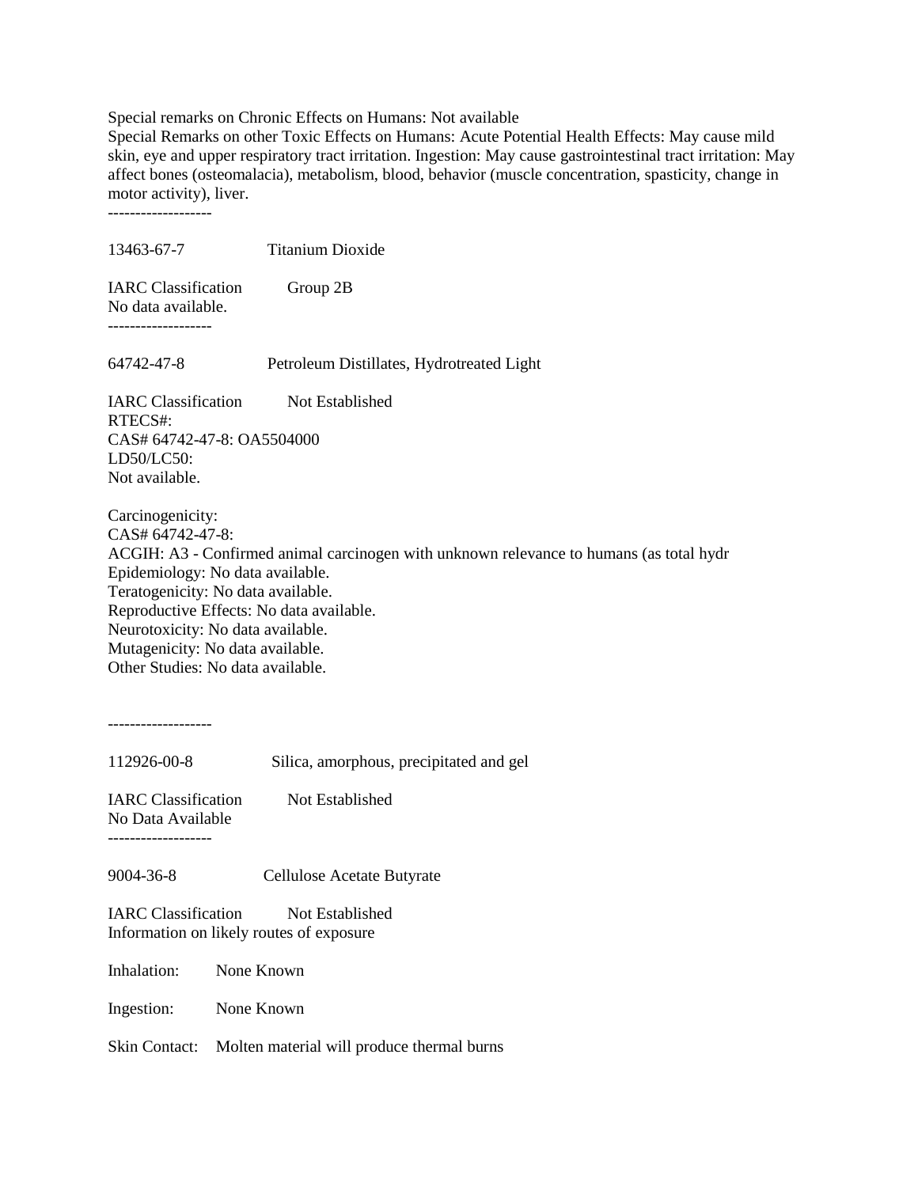Special remarks on Chronic Effects on Humans: Not available
Special Remarks on other Toxic Effects on Humans: Acute Potential Health Effects: May cause mild skin, eye and upper respiratory tract irritation. Ingestion: May cause gastrointestinal tract irritation: May affect bones (osteomalacia), metabolism, blood, behavior (muscle concentration, spasticity, change in motor activity), liver.

-------------------

13463-67-7 Titanium Dioxide

IARC Classification Group 2B
No data available.

-------------------

64742-47-8 Petroleum Distillates, Hydrotreated Light

IARC Classification Not Established
RTECS#:
CAS# 64742-47-8: OA5504000
LD50/LC50:
Not available.

Carcinogenicity:
CAS# 64742-47-8:
ACGIH: A3 - Confirmed animal carcinogen with unknown relevance to humans (as total hydr
Epidemiology: No data available.
Teratogenicity: No data available.
Reproductive Effects: No data available.
Neurotoxicity: No data available.
Mutagenicity: No data available.
Other Studies: No data available.

-------------------

112926-00-8 Silica, amorphous, precipitated and gel

IARC Classification Not Established
No Data Available

-------------------

9004-36-8 Cellulose Acetate Butyrate

IARC Classification Not Established
Information on likely routes of exposure

Inhalation: None Known

Ingestion: None Known

Skin Contact: Molten material will produce thermal burns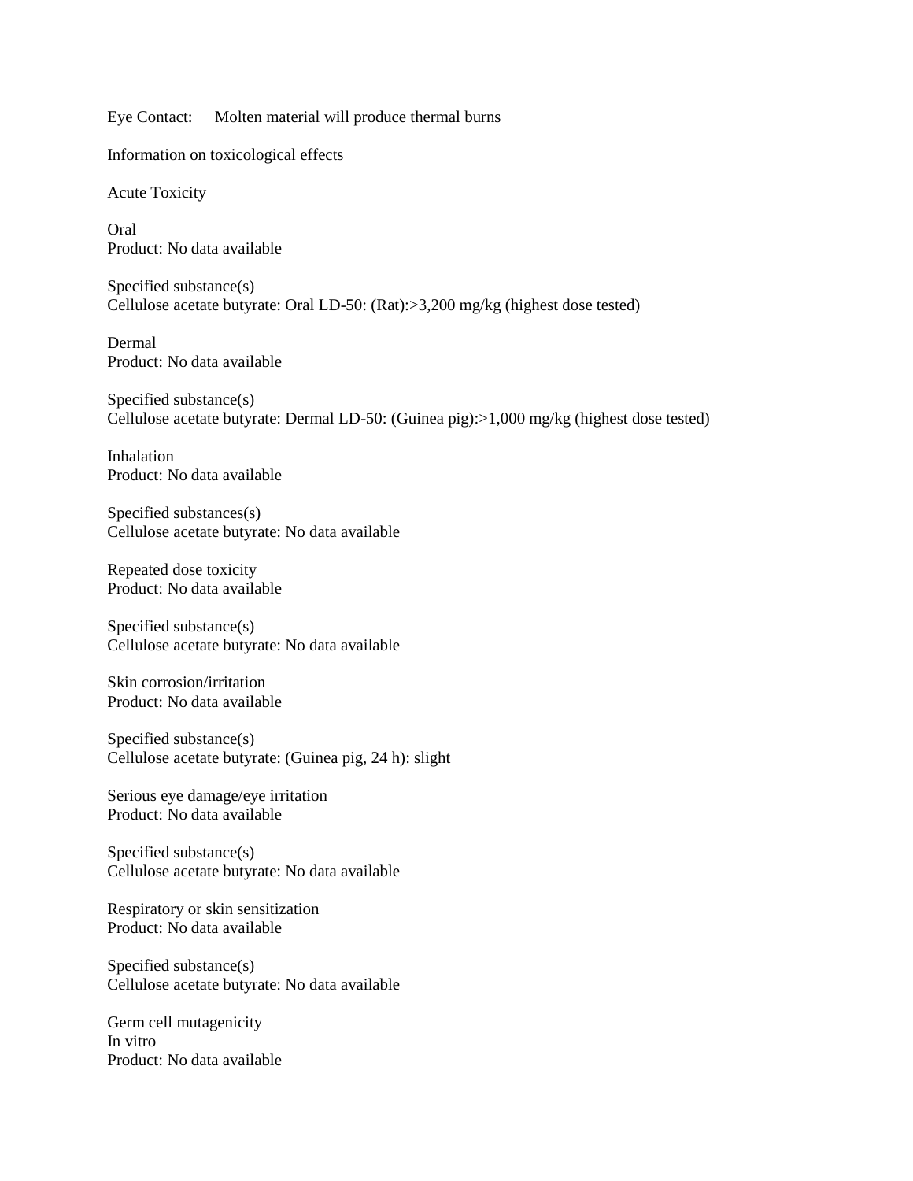Eye Contact: Molten material will produce thermal burns

Information on toxicological effects

Acute Toxicity

Oral
Product: No data available

Specified substance(s)
Cellulose acetate butyrate: Oral LD-50: (Rat):>3,200 mg/kg (highest dose tested)

Dermal
Product: No data available

Specified substance(s)
Cellulose acetate butyrate: Dermal LD-50: (Guinea pig):>1,000 mg/kg (highest dose tested)

Inhalation
Product: No data available

Specified substances(s)
Cellulose acetate butyrate: No data available

Repeated dose toxicity
Product: No data available

Specified substance(s)
Cellulose acetate butyrate: No data available

Skin corrosion/irritation
Product: No data available

Specified substance(s)
Cellulose acetate butyrate: (Guinea pig, 24 h): slight

Serious eye damage/eye irritation
Product: No data available

Specified substance(s)
Cellulose acetate butyrate: No data available

Respiratory or skin sensitization
Product: No data available

Specified substance(s)
Cellulose acetate butyrate: No data available

Germ cell mutagenicity
In vitro
Product: No data available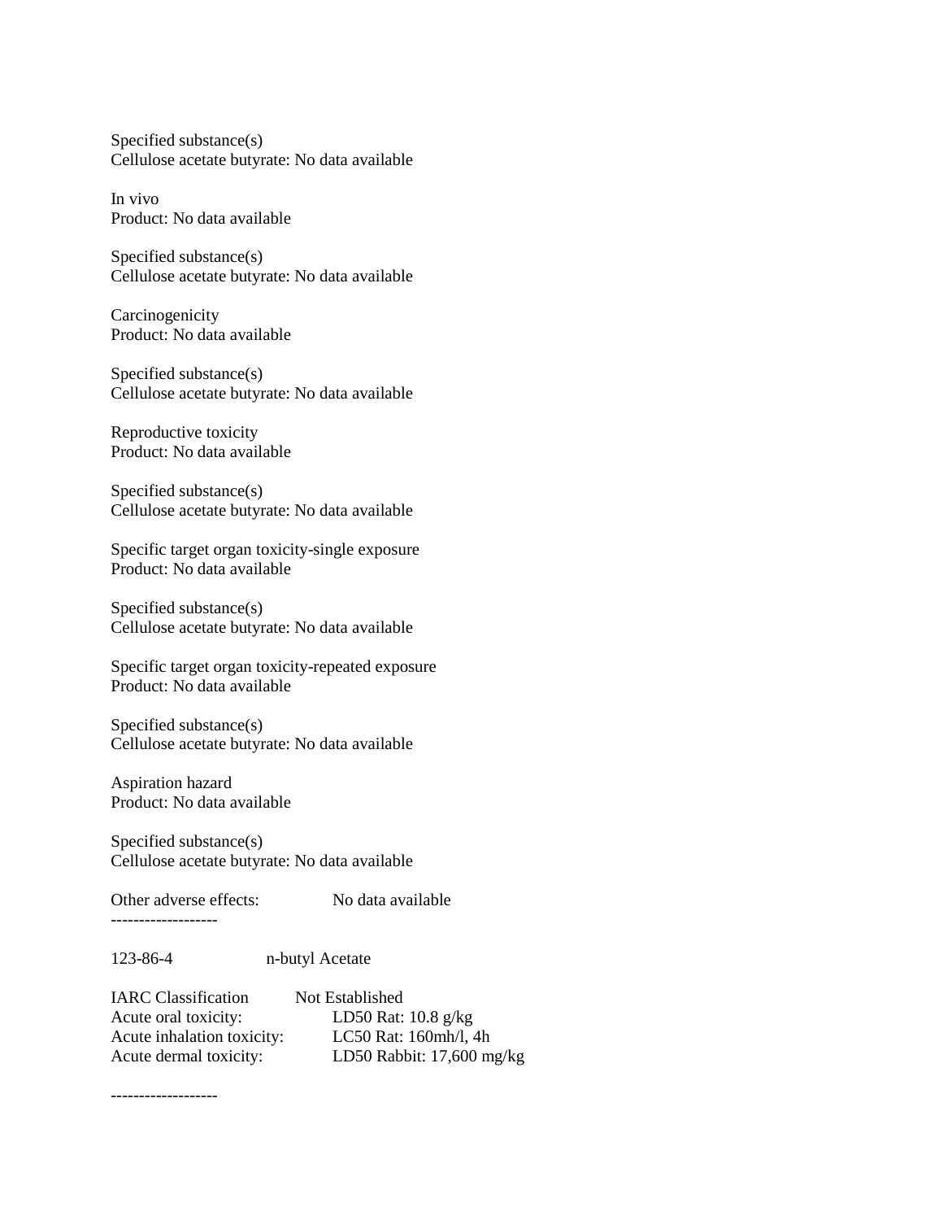Specified substance(s)
Cellulose acetate butyrate: No data available

In vivo
Product: No data available

Specified substance(s)
Cellulose acetate butyrate: No data available

Carcinogenicity
Product: No data available

Specified substance(s)
Cellulose acetate butyrate: No data available

Reproductive toxicity
Product: No data available

Specified substance(s)
Cellulose acetate butyrate: No data available

Specific target organ toxicity-single exposure
Product: No data available

Specified substance(s)
Cellulose acetate butyrate: No data available

Specific target organ toxicity-repeated exposure
Product: No data available

Specified substance(s)
Cellulose acetate butyrate: No data available

Aspiration hazard
Product: No data available

Specified substance(s)
Cellulose acetate butyrate: No data available

Other adverse effects: No data available

-------------------

123-86-4 n-butyl Acetate

IARC Classification Not Established
Acute oral toxicity: LD50 Rat: 10.8 g/kg
Acute inhalation toxicity: LC50 Rat: 160mh/l, 4h
Acute dermal toxicity: LD50 Rabbit: 17,600 mg/kg

-------------------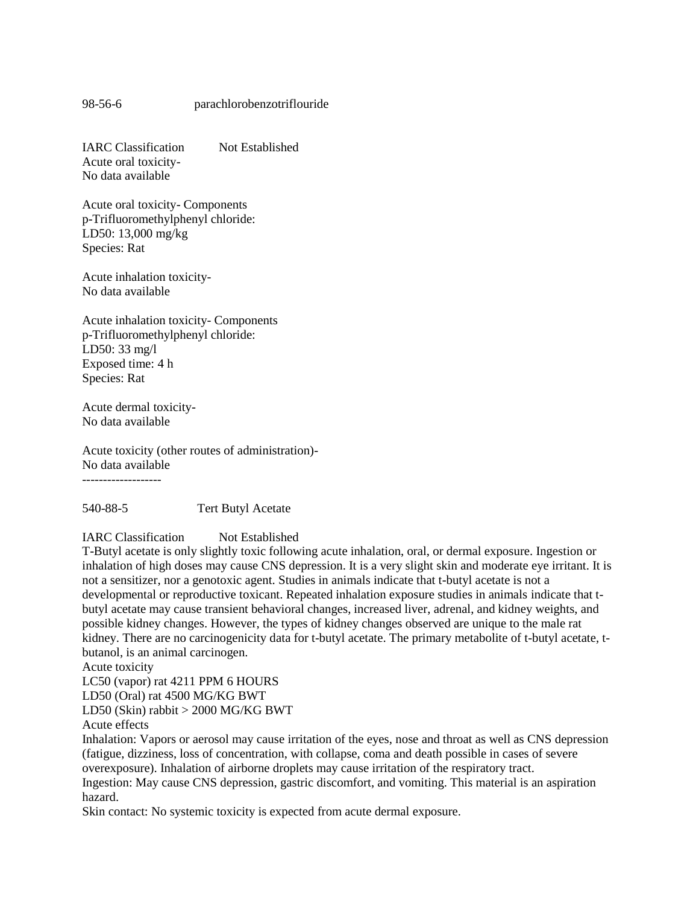98-56-6 parachlorobenzotriflouride

IARC Classification Not Established
Acute oral toxicity-
No data available

Acute oral toxicity- Components
p-Trifluoromethylphenyl chloride:
LD50: 13,000 mg/kg
Species: Rat

Acute inhalation toxicity-
No data available

Acute inhalation toxicity- Components
p-Trifluoromethylphenyl chloride:
LD50: 33 mg/l
Exposed time: 4 h
Species: Rat

Acute dermal toxicity-
No data available

Acute toxicity (other routes of administration)-
No data available

-------------------

540-88-5 Tert Butyl Acetate

IARC Classification Not Established
T-Butyl acetate is only slightly toxic following acute inhalation, oral, or dermal exposure. Ingestion or inhalation of high doses may cause CNS depression. It is a very slight skin and moderate eye irritant. It is not a sensitizer, nor a genotoxic agent. Studies in animals indicate that t-butyl acetate is not a developmental or reproductive toxicant. Repeated inhalation exposure studies in animals indicate that t-butyl acetate may cause transient behavioral changes, increased liver, adrenal, and kidney weights, and possible kidney changes. However, the types of kidney changes observed are unique to the male rat kidney. There are no carcinogenicity data for t-butyl acetate. The primary metabolite of t-butyl acetate, t-butanol, is an animal carcinogen.
Acute toxicity
LC50 (vapor) rat 4211 PPM 6 HOURS
LD50 (Oral) rat 4500 MG/KG BWT
LD50 (Skin) rabbit > 2000 MG/KG BWT
Acute effects
Inhalation: Vapors or aerosol may cause irritation of the eyes, nose and throat as well as CNS depression (fatigue, dizziness, loss of concentration, with collapse, coma and death possible in cases of severe overexposure). Inhalation of airborne droplets may cause irritation of the respiratory tract.
Ingestion: May cause CNS depression, gastric discomfort, and vomiting. This material is an aspiration hazard.
Skin contact: No systemic toxicity is expected from acute dermal exposure.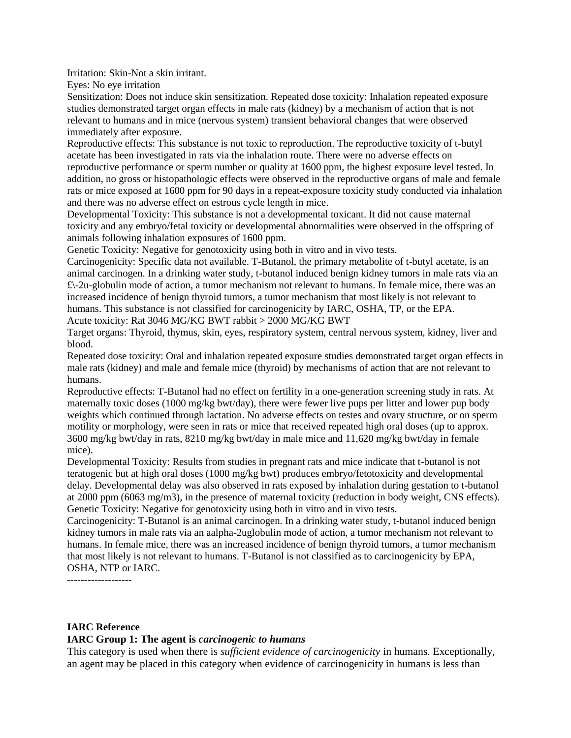Irritation: Skin-Not a skin irritant.

Eyes: No eye irritation

Sensitization: Does not induce skin sensitization. Repeated dose toxicity: Inhalation repeated exposure studies demonstrated target organ effects in male rats (kidney) by a mechanism of action that is not relevant to humans and in mice (nervous system) transient behavioral changes that were observed immediately after exposure.

Reproductive effects: This substance is not toxic to reproduction. The reproductive toxicity of t-butyl acetate has been investigated in rats via the inhalation route. There were no adverse effects on reproductive performance or sperm number or quality at 1600 ppm, the highest exposure level tested. In addition, no gross or histopathologic effects were observed in the reproductive organs of male and female rats or mice exposed at 1600 ppm for 90 days in a repeat-exposure toxicity study conducted via inhalation and there was no adverse effect on estrous cycle length in mice.

Developmental Toxicity: This substance is not a developmental toxicant. It did not cause maternal toxicity and any embryo/fetal toxicity or developmental abnormalities were observed in the offspring of animals following inhalation exposures of 1600 ppm.

Genetic Toxicity: Negative for genotoxicity using both in vitro and in vivo tests.

Carcinogenicity: Specific data not available. T-Butanol, the primary metabolite of t-butyl acetate, is an animal carcinogen. In a drinking water study, t-butanol induced benign kidney tumors in male rats via an £\-2u-globulin mode of action, a tumor mechanism not relevant to humans. In female mice, there was an increased incidence of benign thyroid tumors, a tumor mechanism that most likely is not relevant to humans. This substance is not classified for carcinogenicity by IARC, OSHA, TP, or the EPA.

Acute toxicity: Rat 3046 MG/KG BWT rabbit > 2000 MG/KG BWT

Target organs: Thyroid, thymus, skin, eyes, respiratory system, central nervous system, kidney, liver and blood.

Repeated dose toxicity: Oral and inhalation repeated exposure studies demonstrated target organ effects in male rats (kidney) and male and female mice (thyroid) by mechanisms of action that are not relevant to humans.

Reproductive effects: T-Butanol had no effect on fertility in a one-generation screening study in rats. At maternally toxic doses (1000 mg/kg bwt/day), there were fewer live pups per litter and lower pup body weights which continued through lactation. No adverse effects on testes and ovary structure, or on sperm motility or morphology, were seen in rats or mice that received repeated high oral doses (up to approx. 3600 mg/kg bwt/day in rats, 8210 mg/kg bwt/day in male mice and 11,620 mg/kg bwt/day in female mice).

Developmental Toxicity: Results from studies in pregnant rats and mice indicate that t-butanol is not teratogenic but at high oral doses (1000 mg/kg bwt) produces embryo/fetotoxicity and developmental delay. Developmental delay was also observed in rats exposed by inhalation during gestation to t-butanol at 2000 ppm (6063 mg/m3), in the presence of maternal toxicity (reduction in body weight, CNS effects).

Genetic Toxicity: Negative for genotoxicity using both in vitro and in vivo tests.

Carcinogenicity: T-Butanol is an animal carcinogen. In a drinking water study, t-butanol induced benign kidney tumors in male rats via an aalpha-2uglobulin mode of action, a tumor mechanism not relevant to humans. In female mice, there was an increased incidence of benign thyroid tumors, a tumor mechanism that most likely is not relevant to humans. T-Butanol is not classified as to carcinogenicity by EPA, OSHA, NTP or IARC.

-------------------

**IARC Reference**

**IARC Group 1: The agent is *carcinogenic to humans***

This category is used when there is *sufficient evidence of carcinogenicity* in humans. Exceptionally, an agent may be placed in this category when evidence of carcinogenicity in humans is less than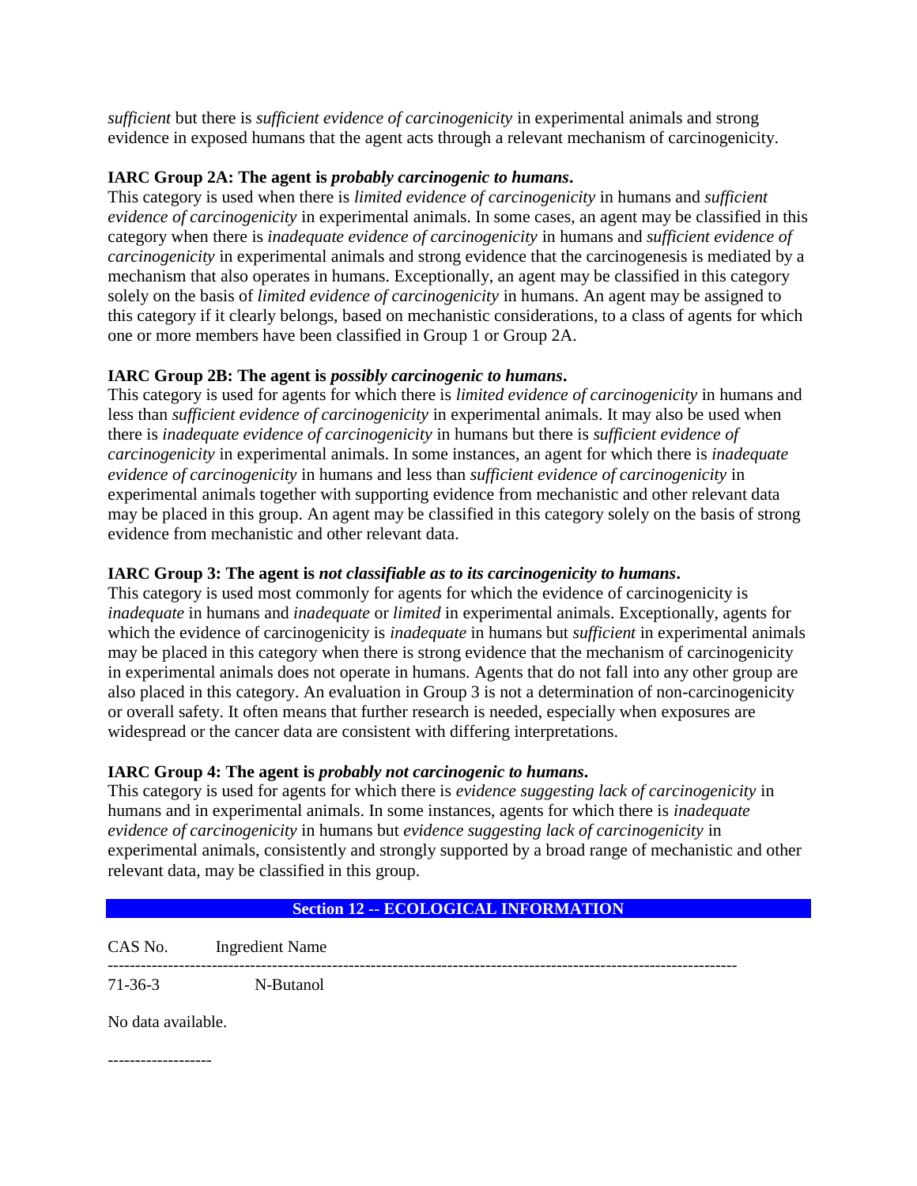*sufficient* but there is *sufficient evidence of carcinogenicity* in experimental animals and strong evidence in exposed humans that the agent acts through a relevant mechanism of carcinogenicity.

**IARC Group 2A: The agent is *probably carcinogenic to humans*.**
This category is used when there is *limited evidence of carcinogenicity* in humans and *sufficient evidence of carcinogenicity* in experimental animals. In some cases, an agent may be classified in this category when there is *inadequate evidence of carcinogenicity* in humans and *sufficient evidence of carcinogenicity* in experimental animals and strong evidence that the carcinogenesis is mediated by a mechanism that also operates in humans. Exceptionally, an agent may be classified in this category solely on the basis of *limited evidence of carcinogenicity* in humans. An agent may be assigned to this category if it clearly belongs, based on mechanistic considerations, to a class of agents for which one or more members have been classified in Group 1 or Group 2A.

**IARC Group 2B: The agent is *possibly carcinogenic to humans*.**
This category is used for agents for which there is *limited evidence of carcinogenicity* in humans and less than *sufficient evidence of carcinogenicity* in experimental animals. It may also be used when there is *inadequate evidence of carcinogenicity* in humans but there is *sufficient evidence of carcinogenicity* in experimental animals. In some instances, an agent for which there is *inadequate evidence of carcinogenicity* in humans and less than *sufficient evidence of carcinogenicity* in experimental animals together with supporting evidence from mechanistic and other relevant data may be placed in this group. An agent may be classified in this category solely on the basis of strong evidence from mechanistic and other relevant data.

**IARC Group 3: The agent is *not classifiable as to its carcinogenicity to humans*.**
This category is used most commonly for agents for which the evidence of carcinogenicity is *inadequate* in humans and *inadequate* or *limited* in experimental animals. Exceptionally, agents for which the evidence of carcinogenicity is *inadequate* in humans but *sufficient* in experimental animals may be placed in this category when there is strong evidence that the mechanism of carcinogenicity in experimental animals does not operate in humans. Agents that do not fall into any other group are also placed in this category. An evaluation in Group 3 is not a determination of non-carcinogenicity or overall safety. It often means that further research is needed, especially when exposures are widespread or the cancer data are consistent with differing interpretations.

**IARC Group 4: The agent is *probably not carcinogenic to humans*.**
This category is used for agents for which there is *evidence suggesting lack of carcinogenicity* in humans and in experimental animals. In some instances, agents for which there is *inadequate evidence of carcinogenicity* in humans but *evidence suggesting lack of carcinogenicity* in experimental animals, consistently and strongly supported by a broad range of mechanistic and other relevant data, may be classified in this group.

## Section 12 -- ECOLOGICAL INFORMATION

| CAS No. | Ingredient Name |
|---|---|
| 71-36-3 | N-Butanol |

No data available.

-------------------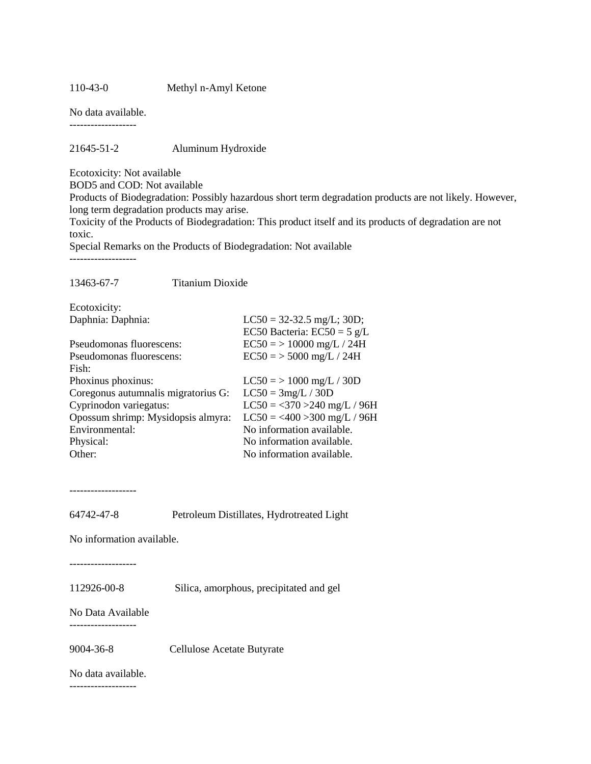110-43-0 Methyl n-Amyl Ketone

No data available.

-------------------

21645-51-2 Aluminum Hydroxide

Ecotoxicity: Not available
BOD5 and COD: Not available
Products of Biodegradation: Possibly hazardous short term degradation products are not likely. However, long term degradation products may arise.
Toxicity of the Products of Biodegradation: This product itself and its products of degradation are not toxic.
Special Remarks on the Products of Biodegradation: Not available

-------------------

13463-67-7 Titanium Dioxide

| Ecotoxicity: | |
|---|---|
| Daphnia: Daphnia: | LC50 = 32-32.5 mg/L; 30D;<br>EC50 Bacteria: EC50 = 5 g/L |
| Pseudomonas fluorescens: | EC50 = > 10000 mg/L / 24H |
| Pseudomonas fluorescens: | EC50 = > 5000 mg/L / 24H |
| Fish: | |
| Phoxinus phoxinus: | LC50 = > 1000 mg/L / 30D |
| Coregonus autumnalis migratorius G: | LC50 = 3mg/L / 30D |
| Cyprinodon variegatus: | LC50 = <370 >240 mg/L / 96H |
| Opossum shrimp: Mysidopsis almyra: | LC50 = <400 >300 mg/L / 96H |
| Environmental: | No information available. |
| Physical: | No information available. |
| Other: | No information available. |

-------------------

64742-47-8 Petroleum Distillates, Hydrotreated Light

No information available.

-------------------

112926-00-8 Silica, amorphous, precipitated and gel

No Data Available

-------------------

9004-36-8 Cellulose Acetate Butyrate

No data available.

-------------------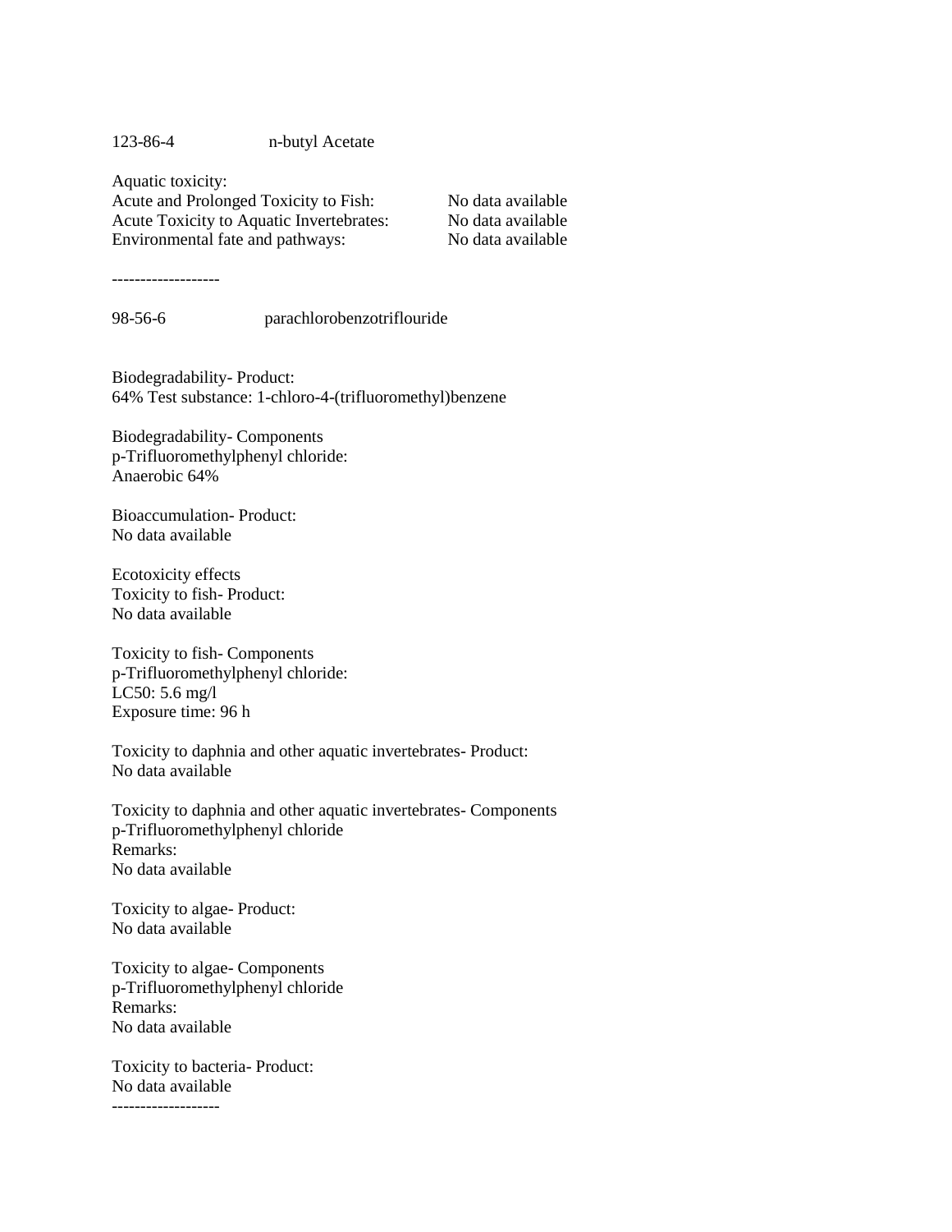123-86-4 n-butyl Acetate

Aquatic toxicity:

| | |
|---|---|
| Acute and Prolonged Toxicity to Fish: | No data available |
| Acute Toxicity to Aquatic Invertebrates: | No data available |
| Environmental fate and pathways: | No data available |

-------------------

98-56-6 parachlorobenzotriflouride

Biodegradability- Product:
64% Test substance: 1-chloro-4-(trifluoromethyl)benzene

Biodegradability- Components
p-Trifluoromethylphenyl chloride:
Anaerobic 64%

Bioaccumulation- Product:
No data available

Ecotoxicity effects
Toxicity to fish- Product:
No data available

Toxicity to fish- Components
p-Trifluoromethylphenyl chloride:
LC50: 5.6 mg/l
Exposure time: 96 h

Toxicity to daphnia and other aquatic invertebrates- Product:
No data available

Toxicity to daphnia and other aquatic invertebrates- Components
p-Trifluoromethylphenyl chloride
Remarks:
No data available

Toxicity to algae- Product:
No data available

Toxicity to algae- Components
p-Trifluoromethylphenyl chloride
Remarks:
No data available

Toxicity to bacteria- Product:
No data available

-------------------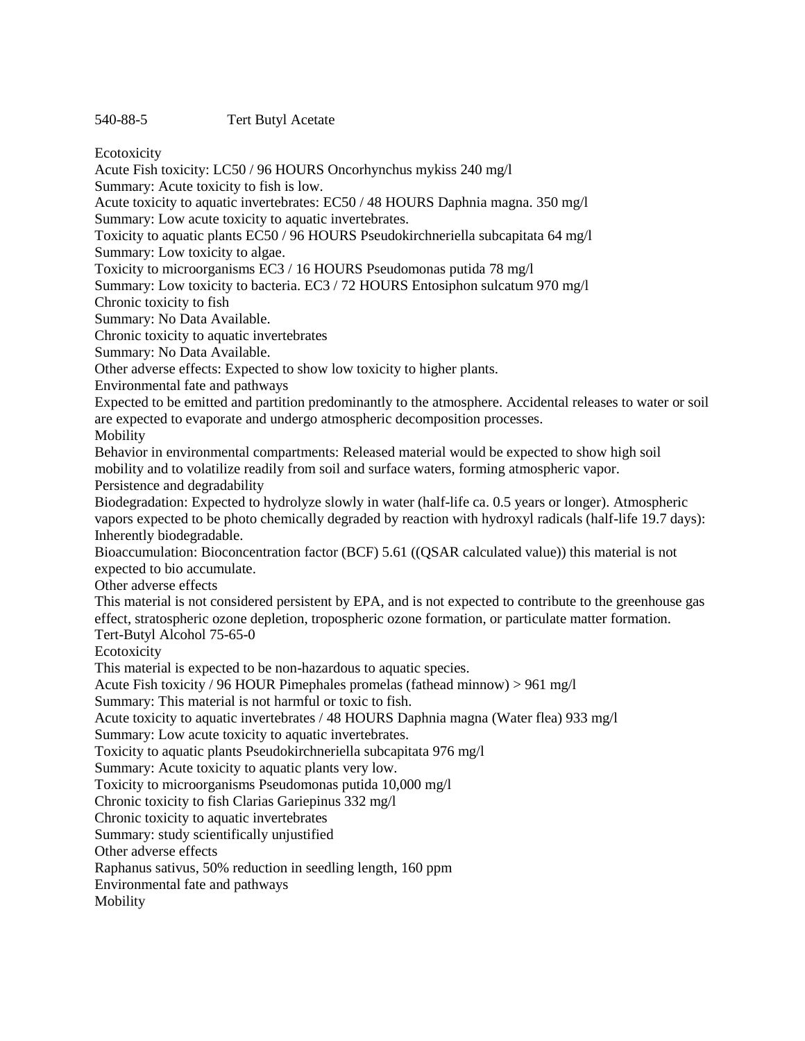540-88-5 Tert Butyl Acetate

Ecotoxicity

Acute Fish toxicity: LC50 / 96 HOURS Oncorhynchus mykiss 240 mg/l

Summary: Acute toxicity to fish is low.

Acute toxicity to aquatic invertebrates: EC50 / 48 HOURS Daphnia magna. 350 mg/l

Summary: Low acute toxicity to aquatic invertebrates.

Toxicity to aquatic plants EC50 / 96 HOURS Pseudokirchneriella subcapitata 64 mg/l

Summary: Low toxicity to algae.

Toxicity to microorganisms EC3 / 16 HOURS Pseudomonas putida 78 mg/l

Summary: Low toxicity to bacteria. EC3 / 72 HOURS Entosiphon sulcatum 970 mg/l

Chronic toxicity to fish

Summary: No Data Available.

Chronic toxicity to aquatic invertebrates

Summary: No Data Available.

Other adverse effects: Expected to show low toxicity to higher plants.

Environmental fate and pathways

Expected to be emitted and partition predominantly to the atmosphere. Accidental releases to water or soil are expected to evaporate and undergo atmospheric decomposition processes.

Mobility

Behavior in environmental compartments: Released material would be expected to show high soil mobility and to volatilize readily from soil and surface waters, forming atmospheric vapor.

Persistence and degradability

Biodegradation: Expected to hydrolyze slowly in water (half-life ca. 0.5 years or longer). Atmospheric vapors expected to be photo chemically degraded by reaction with hydroxyl radicals (half-life 19.7 days): Inherently biodegradable.

Bioaccumulation: Bioconcentration factor (BCF) 5.61 ((QSAR calculated value)) this material is not expected to bio accumulate.

Other adverse effects

This material is not considered persistent by EPA, and is not expected to contribute to the greenhouse gas effect, stratospheric ozone depletion, tropospheric ozone formation, or particulate matter formation.

Tert-Butyl Alcohol 75-65-0

Ecotoxicity

This material is expected to be non-hazardous to aquatic species.

Acute Fish toxicity / 96 HOUR Pimephales promelas (fathead minnow) > 961 mg/l

Summary: This material is not harmful or toxic to fish.

Acute toxicity to aquatic invertebrates / 48 HOURS Daphnia magna (Water flea) 933 mg/l

Summary: Low acute toxicity to aquatic invertebrates.

Toxicity to aquatic plants Pseudokirchneriella subcapitata 976 mg/l

Summary: Acute toxicity to aquatic plants very low.

Toxicity to microorganisms Pseudomonas putida 10,000 mg/l

Chronic toxicity to fish Clarias Gariepinus 332 mg/l

Chronic toxicity to aquatic invertebrates

Summary: study scientifically unjustified

Other adverse effects

Raphanus sativus, 50% reduction in seedling length, 160 ppm

Environmental fate and pathways

Mobility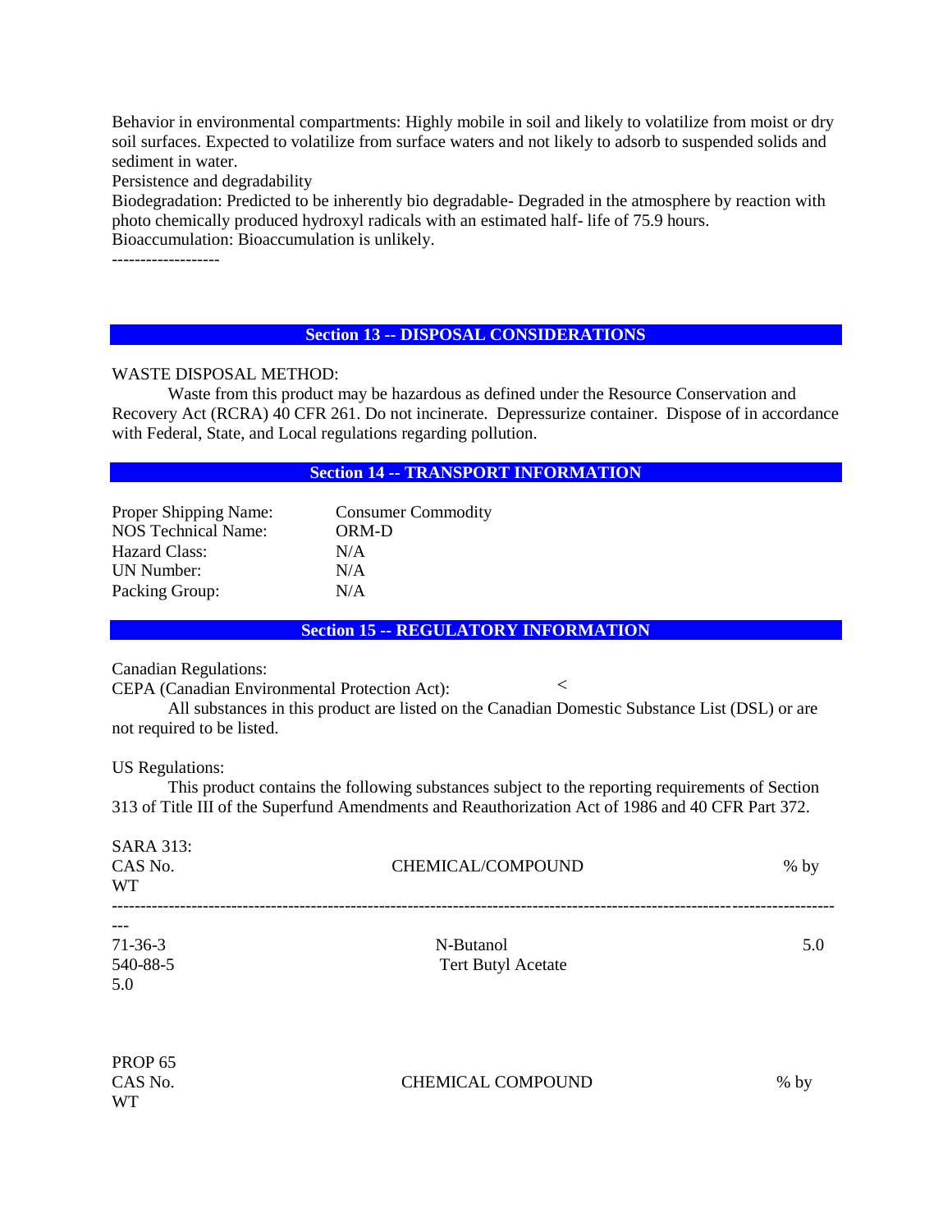Behavior in environmental compartments: Highly mobile in soil and likely to volatilize from moist or dry soil surfaces. Expected to volatilize from surface waters and not likely to adsorb to suspended solids and sediment in water.
Persistence and degradability
Biodegradation: Predicted to be inherently bio degradable- Degraded in the atmosphere by reaction with photo chemically produced hydroxyl radicals with an estimated half- life of 75.9 hours.
Bioaccumulation: Bioaccumulation is unlikely.
-------------------

## Section 13 -- DISPOSAL CONSIDERATIONS

WASTE DISPOSAL METHOD:
Waste from this product may be hazardous as defined under the Resource Conservation and Recovery Act (RCRA) 40 CFR 261. Do not incinerate. Depressurize container. Dispose of in accordance with Federal, State, and Local regulations regarding pollution.

## Section 14 -- TRANSPORT INFORMATION

| | |
|---|---|
| Proper Shipping Name: | Consumer Commodity |
| NOS Technical Name: | ORM-D |
| Hazard Class: | N/A |
| UN Number: | N/A |
| Packing Group: | N/A |

## Section 15 -- REGULATORY INFORMATION

Canadian Regulations:
CEPA (Canadian Environmental Protection Act): <
All substances in this product are listed on the Canadian Domestic Substance List (DSL) or are not required to be listed.

US Regulations:
This product contains the following substances subject to the reporting requirements of Section 313 of Title III of the Superfund Amendments and Reauthorization Act of 1986 and 40 CFR Part 372.

SARA 313:

| CAS No. | CHEMICAL/COMPOUND | % by WT |
|---|---|---|
| 71-36-3 | N-Butanol | 5.0 |
| 540-88-5 | Tert Butyl Acetate | 5.0 |

PROP 65

| CAS No. | CHEMICAL COMPOUND | % by WT |
|---|---|---|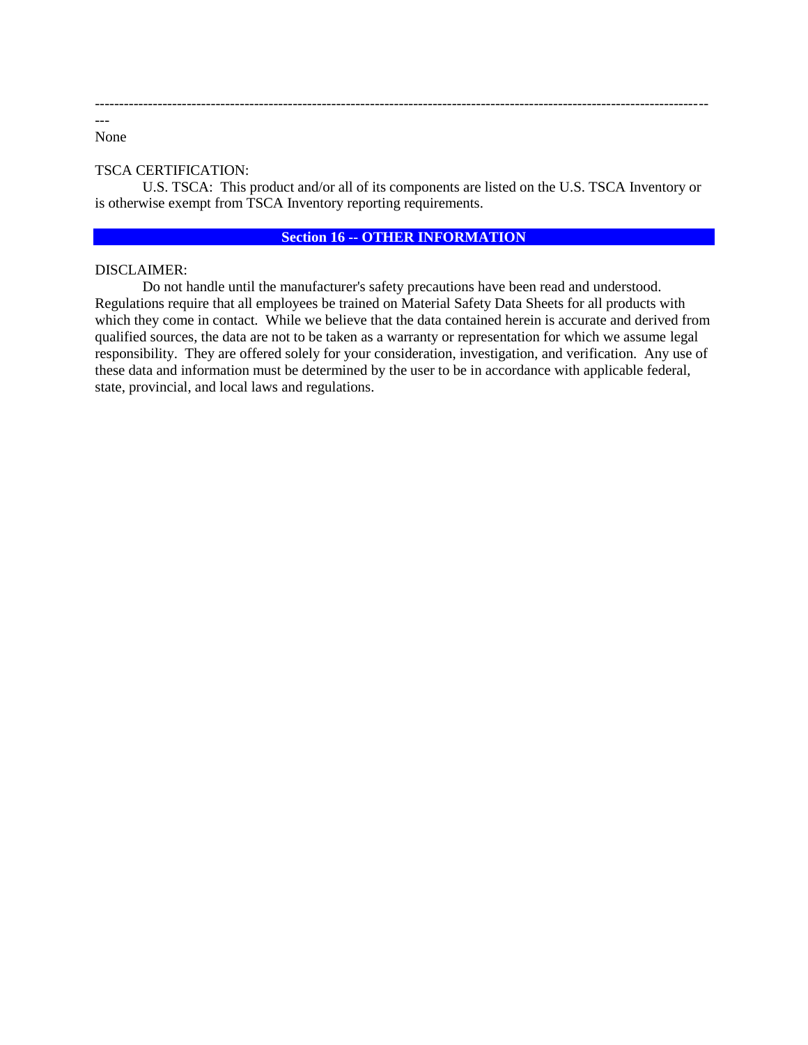---------------------------------------------------------------------------------------------------------------------------
---
None

TSCA CERTIFICATION:
U.S. TSCA: This product and/or all of its components are listed on the U.S. TSCA Inventory or is otherwise exempt from TSCA Inventory reporting requirements.

## Section 16 -- OTHER INFORMATION

DISCLAIMER:
Do not handle until the manufacturer's safety precautions have been read and understood. Regulations require that all employees be trained on Material Safety Data Sheets for all products with which they come in contact. While we believe that the data contained herein is accurate and derived from qualified sources, the data are not to be taken as a warranty or representation for which we assume legal responsibility. They are offered solely for your consideration, investigation, and verification. Any use of these data and information must be determined by the user to be in accordance with applicable federal, state, provincial, and local laws and regulations.